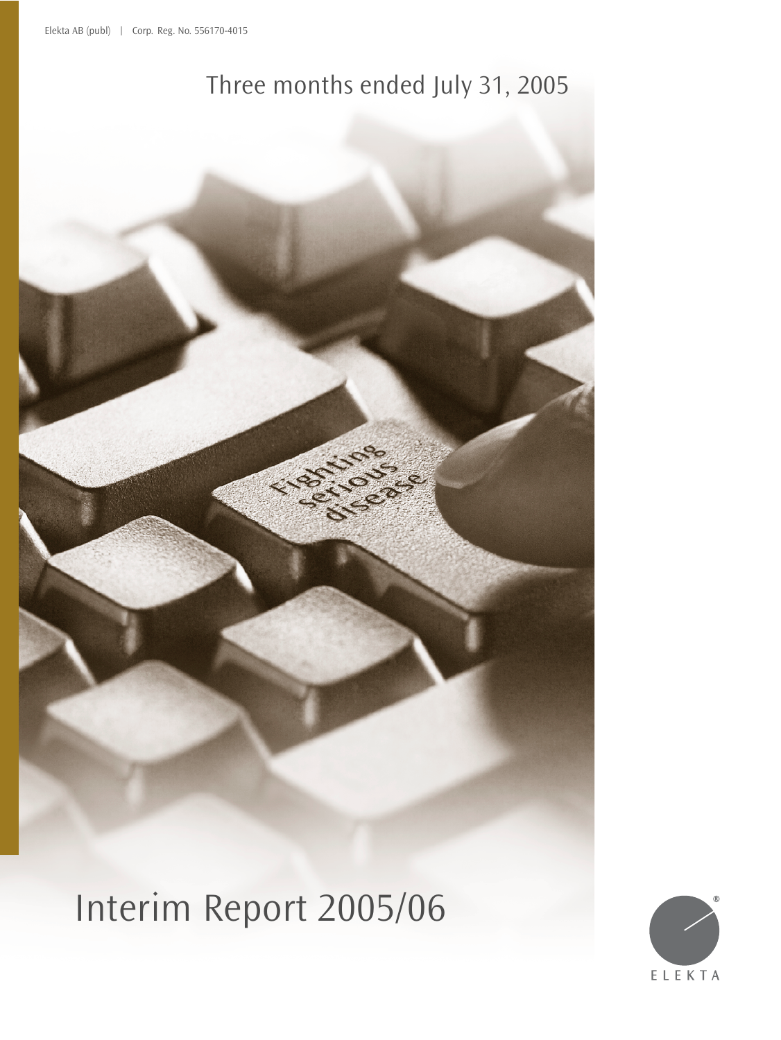Elekta AB (publ) | Corp. Reg. No. 556170-4015

Three months ended July 31, 2005

# Interim Report 2005/06

ELEKTA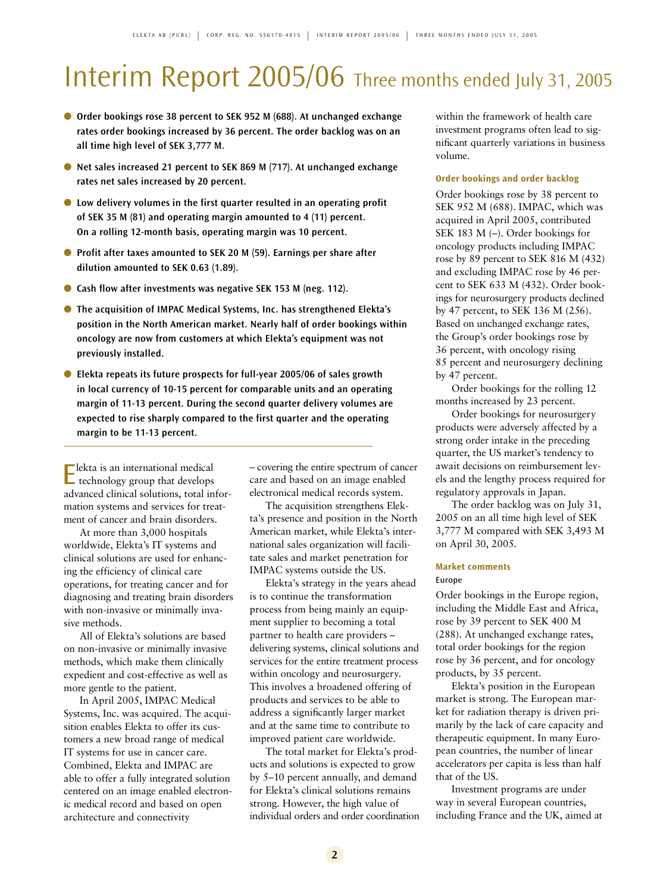# Interim Report 2005/06 Three months ended July 31, 2005

- **Order bookings rose 38 percent to SEK 952 M (688). At unchanged exchange rates order bookings increased by 36 percent. The order backlog was on an all time high level of SEK 3,777 M.**
- **Net sales increased 21 percent to SEK 869 M (717). At unchanged exchange rates net sales increased by 20 percent.**
- **Low delivery volumes in the first quarter resulted in an operating profit of SEK 35 M (81) and operating margin amounted to 4 (11) percent. On a rolling 12-month basis, operating margin was 10 percent.**
- **Profit after taxes amounted to SEK 20 M (59). Earnings per share after dilution amounted to SEK 0.63 (1.89).**
- **Cash flow after investments was negative SEK 153 M (neg. 112).**
- **The acquisition of IMPAC Medical Systems, Inc. has strengthened Elekta's position in the North American market. Nearly half of order bookings within oncology are now from customers at which Elekta's equipment was not previously installed.**
- **Elekta repeats its future prospects for full-year 2005/06 of sales growth in local currency of 10-15 percent for comparable units and an operating margin of 11-13 percent. During the second quarter delivery volumes are expected to rise sharply compared to the first quarter and the operating margin to be 11-13 percent.**

---

Elekta is an international medical technology group that develops advanced clinical solutions, total information systems and services for treatment of cancer and brain disorders.

At more than 3,000 hospitals worldwide, Elekta's IT systems and clinical solutions are used for enhancing the efficiency of clinical care operations, for treating cancer and for diagnosing and treating brain disorders with non-invasive or minimally invasive methods.

All of Elekta's solutions are based on non-invasive or minimally invasive methods, which make them clinically expedient and cost-effective as well as more gentle to the patient.

In April 2005, IMPAC Medical Systems, Inc. was acquired. The acquisition enables Elekta to offer its customers a new broad range of medical IT systems for use in cancer care. Combined, Elekta and IMPAC are able to offer a fully integrated solution centered on an image enabled electronic medical record and based on open architecture and connectivity – covering the entire spectrum of cancer care and based on an image enabled electronical medical records system.

The acquisition strengthens Elekta's presence and position in the North American market, while Elekta's international sales organization will facilitate sales and market penetration for IMPAC systems outside the US.

Elekta's strategy in the years ahead is to continue the transformation process from being mainly an equipment supplier to becoming a total partner to health care providers – delivering systems, clinical solutions and services for the entire treatment process within oncology and neurosurgery. This involves a broadened offering of products and services to be able to address a significantly larger market and at the same time to contribute to improved patient care worldwide.

The total market for Elekta's products and solutions is expected to grow by 5–10 percent annually, and demand for Elekta's clinical solutions remains strong. However, the high value of individual orders and order coordination within the framework of health care investment programs often lead to significant quarterly variations in business volume.

### Order bookings and order backlog

Order bookings rose by 38 percent to SEK 952 M (688). IMPAC, which was acquired in April 2005, contributed SEK 183 M (–). Order bookings for oncology products including IMPAC rose by 89 percent to SEK 816 M (432) and excluding IMPAC rose by 46 percent to SEK 633 M (432). Order bookings for neurosurgery products declined by 47 percent, to SEK 136 M (256). Based on unchanged exchange rates, the Group's order bookings rose by 36 percent, with oncology rising 85 percent and neurosurgery declining by 47 percent.

Order bookings for the rolling 12 months increased by 23 percent.

Order bookings for neurosurgery products were adversely affected by a strong order intake in the preceding quarter, the US market's tendency to await decisions on reimbursement levels and the lengthy process required for regulatory approvals in Japan.

The order backlog was on July 31, 2005 on an all time high level of SEK 3,777 M compared with SEK 3,493 M on April 30, 2005.

### Market comments

#### Europe

Order bookings in the Europe region, including the Middle East and Africa, rose by 39 percent to SEK 400 M (288). At unchanged exchange rates, total order bookings for the region rose by 36 percent, and for oncology products, by 35 percent.

Elekta's position in the European market is strong. The European market for radiation therapy is driven primarily by the lack of care capacity and therapeutic equipment. In many European countries, the number of linear accelerators per capita is less than half that of the US.

Investment programs are under way in several European countries, including France and the UK, aimed at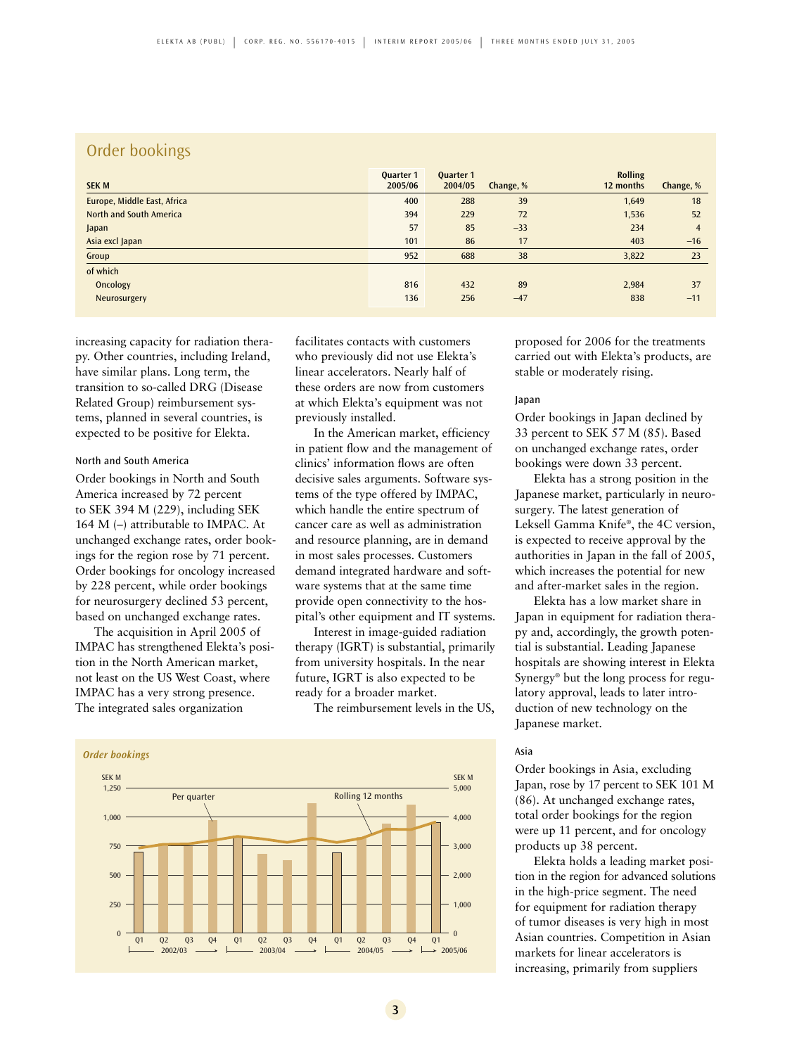## Order bookings

| SEK M | Quarter 1 2005/06 | Quarter 1 2004/05 | Change, % | Rolling 12 months | Change, % |
|---|---|---|---|---|---|
| Europe, Middle East, Africa | 400 | 288 | 39 | 1,649 | 18 |
| North and South America | 394 | 229 | 72 | 1,536 | 52 |
| Japan | 57 | 85 | –33 | 234 | 4 |
| Asia excl Japan | 101 | 86 | 17 | 403 | –16 |
| Group | 952 | 688 | 38 | 3,822 | 23 |
| of which | | | | | |
| Oncology | 816 | 432 | 89 | 2,984 | 37 |
| Neurosurgery | 136 | 256 | –47 | 838 | –11 |

increasing capacity for radiation therapy. Other countries, including Ireland, have similar plans. Long term, the transition to so-called DRG (Disease Related Group) reimbursement systems, planned in several countries, is expected to be positive for Elekta.

#### North and South America

Order bookings in North and South America increased by 72 percent to SEK 394 M (229), including SEK 164 M (–) attributable to IMPAC. At unchanged exchange rates, order bookings for the region rose by 71 percent. Order bookings for oncology increased by 228 percent, while order bookings for neurosurgery declined 53 percent, based on unchanged exchange rates.

The acquisition in April 2005 of IMPAC has strengthened Elekta's position in the North American market, not least on the US West Coast, where IMPAC has a very strong presence. The integrated sales organization facilitates contacts with customers who previously did not use Elekta's linear accelerators. Nearly half of these orders are now from customers at which Elekta's equipment was not previously installed.

In the American market, efficiency in patient flow and the management of clinics' information flows are often decisive sales arguments. Software systems of the type offered by IMPAC, which handle the entire spectrum of cancer care as well as administration and resource planning, are in demand in most sales processes. Customers demand integrated hardware and software systems that at the same time provide open connectivity to the hospital's other equipment and IT systems.

Interest in image-guided radiation therapy (IGRT) is substantial, primarily from university hospitals. In the near future, IGRT is also expected to be ready for a broader market.

The reimbursement levels in the US, proposed for 2006 for the treatments carried out with Elekta's products, are stable or moderately rising.

#### Japan

Order bookings in Japan declined by 33 percent to SEK 57 M (85). Based on unchanged exchange rates, order bookings were down 33 percent.

Elekta has a strong position in the Japanese market, particularly in neurosurgery. The latest generation of Leksell Gamma Knife®, the 4C version, is expected to receive approval by the authorities in Japan in the fall of 2005, which increases the potential for new and after-market sales in the region.

Elekta has a low market share in Japan in equipment for radiation therapy and, accordingly, the growth potential is substantial. Leading Japanese hospitals are showing interest in Elekta Synergy® but the long process for regulatory approval, leads to later introduction of new technology on the Japanese market.

#### Asia

Order bookings in Asia, excluding Japan, rose by 17 percent to SEK 101 M (86). At unchanged exchange rates, total order bookings for the region were up 11 percent, and for oncology products up 38 percent.

Elekta holds a leading market position in the region for advanced solutions in the high-price segment. The need for equipment for radiation therapy of tumor diseases is very high in most Asian countries. Competition in Asian markets for linear accelerators is increasing, primarily from suppliers

*Order bookings*

(Chart: SEK M per quarter, left axis 0–1,250; SEK M rolling 12 months, right axis 0–5,000; Q1–Q4 for 2002/03, 2003/04, 2004/05 and Q1 2005/06. Labels: Per quarter, Rolling 12 months)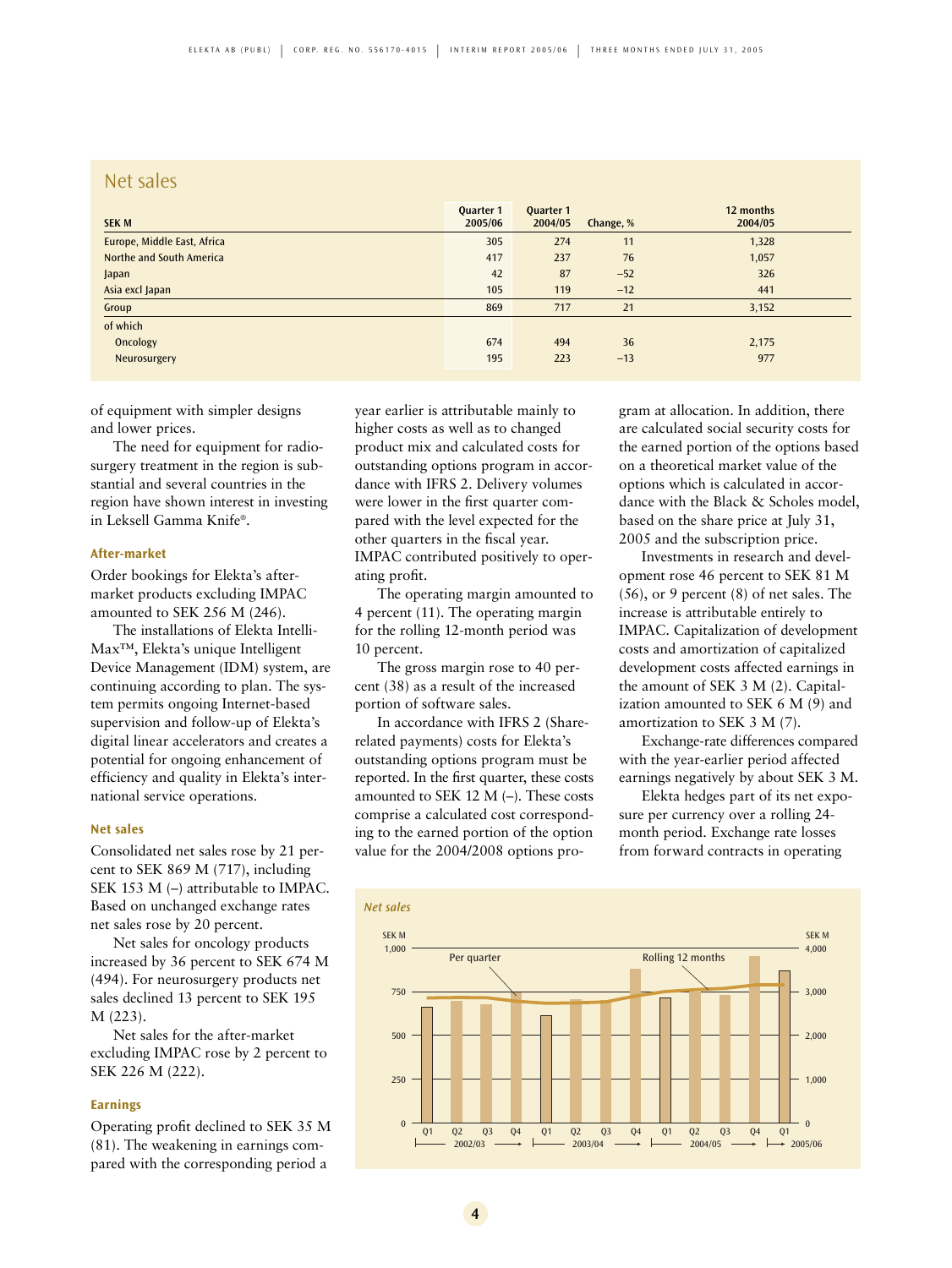## Net sales

| SEK M | Quarter 1 2005/06 | Quarter 1 2004/05 | Change, % | 12 months 2004/05 |
|---|---|---|---|---|
| Europe, Middle East, Africa | 305 | 274 | 11 | 1,328 |
| Northe and South America | 417 | 237 | 76 | 1,057 |
| Japan | 42 | 87 | −52 | 326 |
| Asia excl Japan | 105 | 119 | −12 | 441 |
| Group | 869 | 717 | 21 | 3,152 |
| of which | | | | |
| Oncology | 674 | 494 | 36 | 2,175 |
| Neurosurgery | 195 | 223 | −13 | 977 |

of equipment with simpler designs and lower prices.

The need for equipment for radiosurgery treatment in the region is substantial and several countries in the region have shown interest in investing in Leksell Gamma Knife®.

### After-market

Order bookings for Elekta's after-market products excluding IMPAC amounted to SEK 256 M (246).

The installations of Elekta IntelliMax™, Elekta's unique Intelligent Device Management (IDM) system, are continuing according to plan. The system permits ongoing Internet-based supervision and follow-up of Elekta's digital linear accelerators and creates a potential for ongoing enhancement of efficiency and quality in Elekta's international service operations.

### Net sales

Consolidated net sales rose by 21 percent to SEK 869 M (717), including SEK 153 M (–) attributable to IMPAC. Based on unchanged exchange rates net sales rose by 20 percent.

Net sales for oncology products increased by 36 percent to SEK 674 M (494). For neurosurgery products net sales declined 13 percent to SEK 195 M (223).

Net sales for the after-market excluding IMPAC rose by 2 percent to SEK 226 M (222).

### Earnings

Operating profit declined to SEK 35 M (81). The weakening in earnings compared with the corresponding period a year earlier is attributable mainly to higher costs as well as to changed product mix and calculated costs for outstanding options program in accordance with IFRS 2. Delivery volumes were lower in the first quarter compared with the level expected for the other quarters in the fiscal year. IMPAC contributed positively to operating profit.

The operating margin amounted to 4 percent (11). The operating margin for the rolling 12-month period was 10 percent.

The gross margin rose to 40 percent (38) as a result of the increased portion of software sales.

In accordance with IFRS 2 (Share-related payments) costs for Elekta's outstanding options program must be reported. In the first quarter, these costs amounted to SEK 12 M (–). These costs comprise a calculated cost corresponding to the earned portion of the option value for the 2004/2008 options program at allocation. In addition, there are calculated social security costs for the earned portion of the options based on a theoretical market value of the options which is calculated in accordance with the Black & Scholes model, based on the share price at July 31, 2005 and the subscription price.

Investments in research and development rose 46 percent to SEK 81 M (56), or 9 percent (8) of net sales. The increase is attributable entirely to IMPAC. Capitalization of development costs and amortization of capitalized development costs affected earnings in the amount of SEK 3 M (2). Capitalization amounted to SEK 6 M (9) and amortization to SEK 3 M (7).

Exchange-rate differences compared with the year-earlier period affected earnings negatively by about SEK 3 M.

Elekta hedges part of its net exposure per currency over a rolling 24-month period. Exchange rate losses from forward contracts in operating

*Net sales*

SEK M (Per quarter, left axis 0–1,000); SEK M (Rolling 12 months, right axis 0–4,000). Quarters Q1–Q4 for 2002/03, 2003/04, 2004/05 and Q1 2005/06.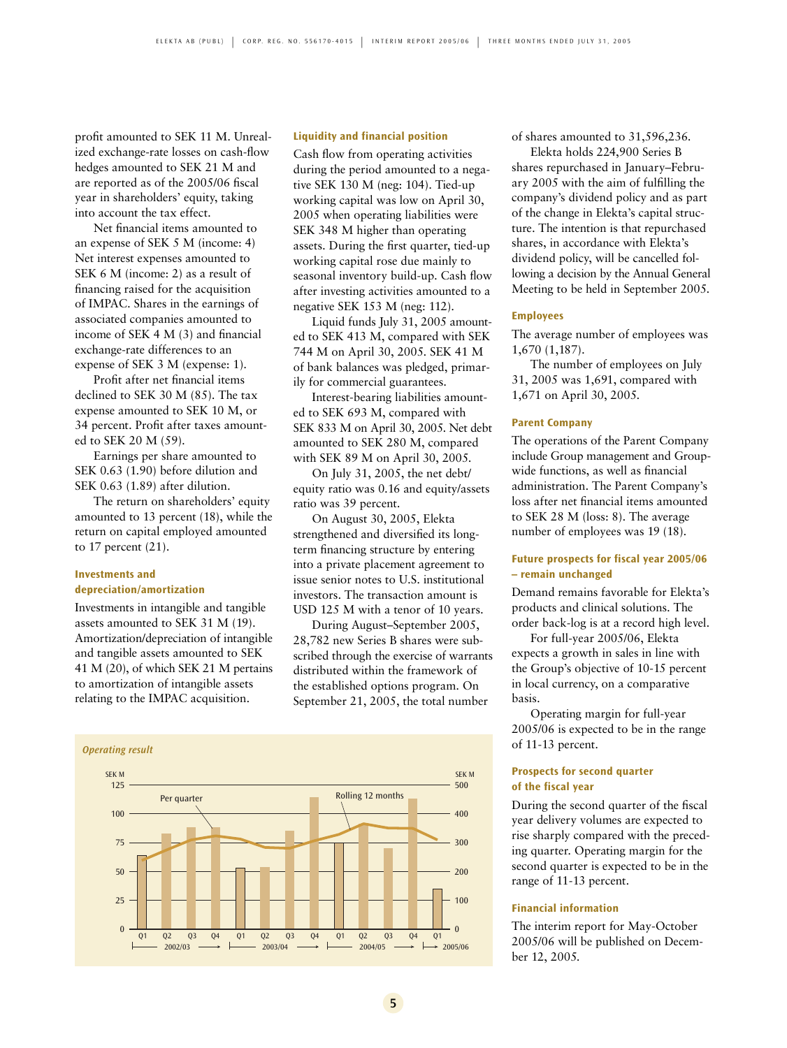profit amounted to SEK 11 M. Unrealized exchange-rate losses on cash-flow hedges amounted to SEK 21 M and are reported as of the 2005/06 fiscal year in shareholders' equity, taking into account the tax effect.

Net financial items amounted to an expense of SEK 5 M (income: 4) Net interest expenses amounted to SEK 6 M (income: 2) as a result of financing raised for the acquisition of IMPAC. Shares in the earnings of associated companies amounted to income of SEK 4 M (3) and financial exchange-rate differences to an expense of SEK 3 M (expense: 1).

Profit after net financial items declined to SEK 30 M (85). The tax expense amounted to SEK 10 M, or 34 percent. Profit after taxes amounted to SEK 20 M (59).

Earnings per share amounted to SEK 0.63 (1.90) before dilution and SEK 0.63 (1.89) after dilution.

The return on shareholders' equity amounted to 13 percent (18), while the return on capital employed amounted to 17 percent (21).

### Investments and depreciation/amortization

Investments in intangible and tangible assets amounted to SEK 31 M (19). Amortization/depreciation of intangible and tangible assets amounted to SEK 41 M (20), of which SEK 21 M pertains to amortization of intangible assets relating to the IMPAC acquisition.

### Liquidity and financial position

Cash flow from operating activities during the period amounted to a negative SEK 130 M (neg: 104). Tied-up working capital was low on April 30, 2005 when operating liabilities were SEK 348 M higher than operating assets. During the first quarter, tied-up working capital rose due mainly to seasonal inventory build-up. Cash flow after investing activities amounted to a negative SEK 153 M (neg: 112).

Liquid funds July 31, 2005 amounted to SEK 413 M, compared with SEK 744 M on April 30, 2005. SEK 41 M of bank balances was pledged, primarily for commercial guarantees.

Interest-bearing liabilities amounted to SEK 693 M, compared with SEK 833 M on April 30, 2005. Net debt amounted to SEK 280 M, compared with SEK 89 M on April 30, 2005.

On July 31, 2005, the net debt/equity ratio was 0.16 and equity/assets ratio was 39 percent.

On August 30, 2005, Elekta strengthened and diversified its long-term financing structure by entering into a private placement agreement to issue senior notes to U.S. institutional investors. The transaction amount is USD 125 M with a tenor of 10 years.

During August–September 2005, 28,782 new Series B shares were subscribed through the exercise of warrants distributed within the framework of the established options program. On September 21, 2005, the total number of shares amounted to 31,596,236.

Elekta holds 224,900 Series B shares repurchased in January–February 2005 with the aim of fulfilling the company's dividend policy and as part of the change in Elekta's capital structure. The intention is that repurchased shares, in accordance with Elekta's dividend policy, will be cancelled following a decision by the Annual General Meeting to be held in September 2005.

### Employees

The average number of employees was 1,670 (1,187).

The number of employees on July 31, 2005 was 1,691, compared with 1,671 on April 30, 2005.

### Parent Company

The operations of the Parent Company include Group management and Group-wide functions, as well as financial administration. The Parent Company's loss after net financial items amounted to SEK 28 M (loss: 8). The average number of employees was 19 (18).

### Future prospects for fiscal year 2005/06 – remain unchanged

Demand remains favorable for Elekta's products and clinical solutions. The order back-log is at a record high level.

For full-year 2005/06, Elekta expects a growth in sales in line with the Group's objective of 10-15 percent in local currency, on a comparative basis.

Operating margin for full-year 2005/06 is expected to be in the range of 11-13 percent.

### Prospects for second quarter of the fiscal year

During the second quarter of the fiscal year delivery volumes are expected to rise sharply compared with the preceding quarter. Operating margin for the second quarter is expected to be in the range of 11-13 percent.

### Financial information

The interim report for May-October 2005/06 will be published on December 12, 2005.

*Operating result*

(Chart: SEK M per quarter, left axis 0–125; Rolling 12 months, right axis 0–500; quarters Q1–Q4 for 2002/03, 2003/04, 2004/05 and Q1 2005/06)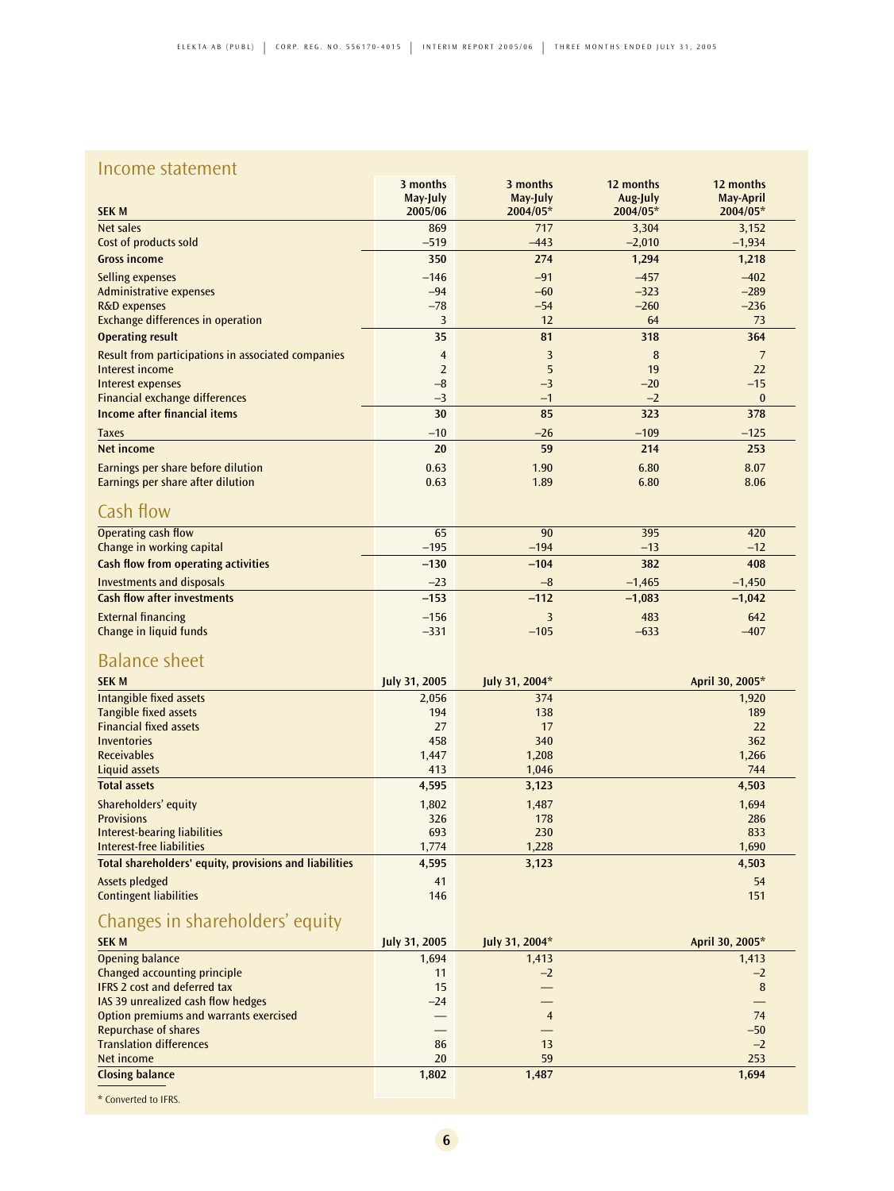## Income statement

| SEK M | 3 months May-July 2005/06 | 3 months May-July 2004/05* | 12 months Aug-July 2004/05* | 12 months May-April 2004/05* |
|---|---|---|---|---|
| Net sales | 869 | 717 | 3,304 | 3,152 |
| Cost of products sold | –519 | –443 | –2,010 | –1,934 |
| **Gross income** | **350** | **274** | **1,294** | **1,218** |
| Selling expenses | –146 | –91 | –457 | –402 |
| Administrative expenses | –94 | –60 | –323 | –289 |
| R&D expenses | –78 | –54 | –260 | –236 |
| Exchange differences in operation | 3 | 12 | 64 | 73 |
| **Operating result** | **35** | **81** | **318** | **364** |
| Result from participations in associated companies | 4 | 3 | 8 | 7 |
| Interest income | 2 | 5 | 19 | 22 |
| Interest expenses | –8 | –3 | –20 | –15 |
| Financial exchange differences | –3 | –1 | –2 | 0 |
| **Income after financial items** | **30** | **85** | **323** | **378** |
| Taxes | –10 | –26 | –109 | –125 |
| **Net income** | **20** | **59** | **214** | **253** |
| Earnings per share before dilution | 0.63 | 1.90 | 6.80 | 8.07 |
| Earnings per share after dilution | 0.63 | 1.89 | 6.80 | 8.06 |

## Cash flow

| | 3 months May-July 2005/06 | 3 months May-July 2004/05* | 12 months Aug-July 2004/05* | 12 months May-April 2004/05* |
|---|---|---|---|---|
| Operating cash flow | 65 | 90 | 395 | 420 |
| Change in working capital | –195 | –194 | –13 | –12 |
| **Cash flow from operating activities** | **–130** | **–104** | **382** | **408** |
| Investments and disposals | –23 | –8 | –1,465 | –1,450 |
| **Cash flow after investments** | **–153** | **–112** | **–1,083** | **–1,042** |
| External financing | –156 | 3 | 483 | 642 |
| Change in liquid funds | –331 | –105 | –633 | –407 |

## Balance sheet

| SEK M | July 31, 2005 | July 31, 2004* | April 30, 2005* |
|---|---|---|---|
| Intangible fixed assets | 2,056 | 374 | 1,920 |
| Tangible fixed assets | 194 | 138 | 189 |
| Financial fixed assets | 27 | 17 | 22 |
| Inventories | 458 | 340 | 362 |
| Receivables | 1,447 | 1,208 | 1,266 |
| Liquid assets | 413 | 1,046 | 744 |
| **Total assets** | **4,595** | **3,123** | **4,503** |
| Shareholders' equity | 1,802 | 1,487 | 1,694 |
| Provisions | 326 | 178 | 286 |
| Interest-bearing liabilities | 693 | 230 | 833 |
| Interest-free liabilities | 1,774 | 1,228 | 1,690 |
| **Total shareholders' equity, provisions and liabilities** | **4,595** | **3,123** | **4,503** |
| Assets pledged | 41 | | 54 |
| Contingent liabilities | 146 | | 151 |

## Changes in shareholders' equity

| SEK M | July 31, 2005 | July 31, 2004* | April 30, 2005* |
|---|---|---|---|
| Opening balance | 1,694 | 1,413 | 1,413 |
| Changed accounting principle | 11 | –2 | –2 |
| IFRS 2 cost and deferred tax | 15 | — | 8 |
| IAS 39 unrealized cash flow hedges | –24 | — | — |
| Option premiums and warrants exercised | — | 4 | 74 |
| Repurchase of shares | — | — | –50 |
| Translation differences | 86 | 13 | –2 |
| Net income | 20 | 59 | 253 |
| **Closing balance** | **1,802** | **1,487** | **1,694** |

* Converted to IFRS.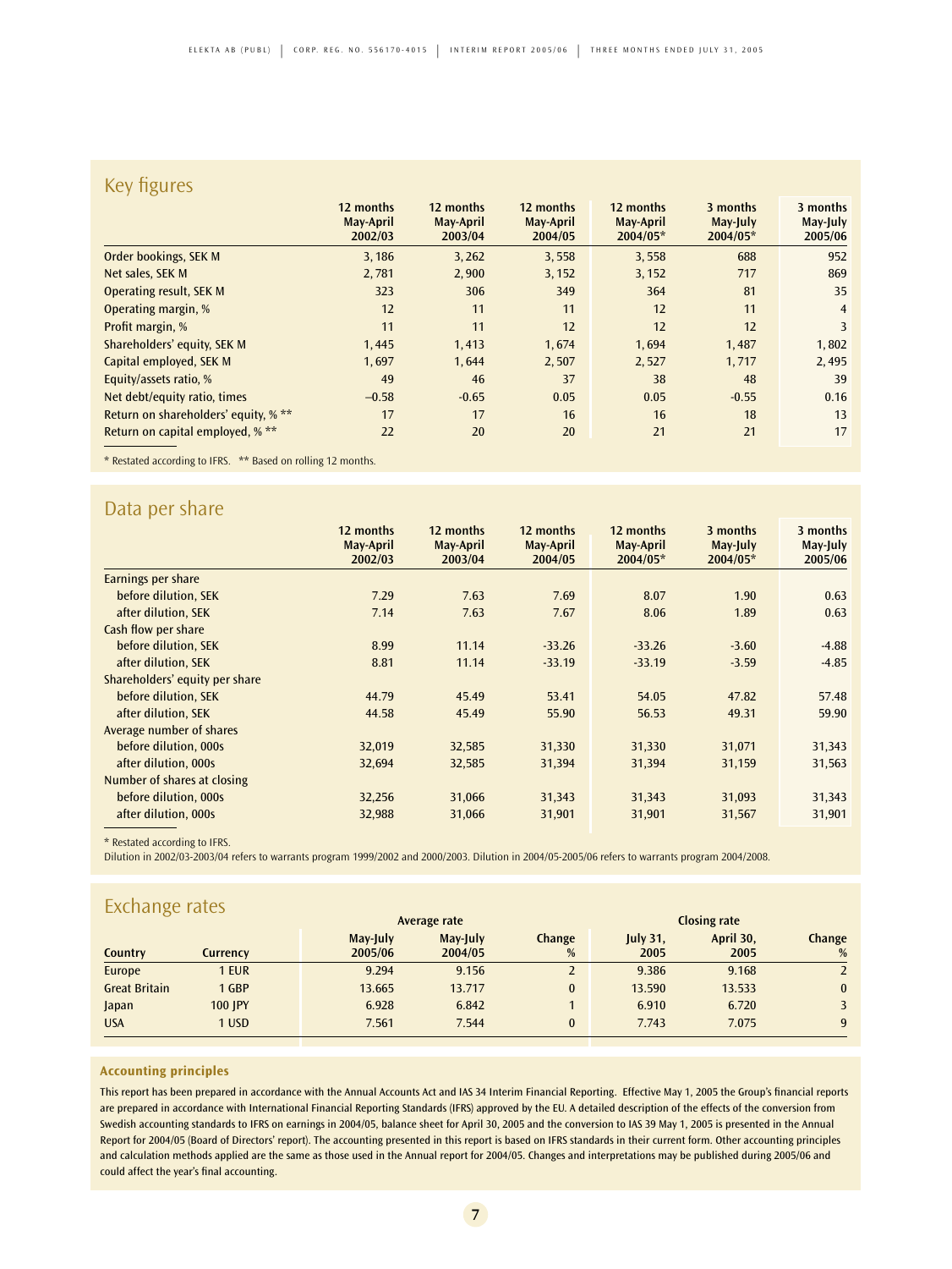## Key figures

| | 12 months May-April 2002/03 | 12 months May-April 2003/04 | 12 months May-April 2004/05 | 12 months May-April 2004/05* | 3 months May-July 2004/05* | 3 months May-July 2005/06 |
|---|---|---|---|---|---|---|
| Order bookings, SEK M | 3, 186 | 3, 262 | 3, 558 | 3, 558 | 688 | 952 |
| Net sales, SEK M | 2, 781 | 2, 900 | 3, 152 | 3, 152 | 717 | 869 |
| Operating result, SEK M | 323 | 306 | 349 | 364 | 81 | 35 |
| Operating margin, % | 12 | 11 | 11 | 12 | 11 | 4 |
| Profit margin, % | 11 | 11 | 12 | 12 | 12 | 3 |
| Shareholders' equity, SEK M | 1, 445 | 1, 413 | 1, 674 | 1, 694 | 1, 487 | 1, 802 |
| Capital employed, SEK M | 1, 697 | 1, 644 | 2, 507 | 2, 527 | 1, 717 | 2, 495 |
| Equity/assets ratio, % | 49 | 46 | 37 | 38 | 48 | 39 |
| Net debt/equity ratio, times | –0.58 | -0.65 | 0.05 | 0.05 | -0.55 | 0.16 |
| Return on shareholders' equity, % ** | 17 | 17 | 16 | 16 | 18 | 13 |
| Return on capital employed, % ** | 22 | 20 | 20 | 21 | 21 | 17 |

* Restated according to IFRS. ** Based on rolling 12 months.

## Data per share

| | 12 months May-April 2002/03 | 12 months May-April 2003/04 | 12 months May-April 2004/05 | 12 months May-April 2004/05* | 3 months May-July 2004/05* | 3 months May-July 2005/06 |
|---|---|---|---|---|---|---|
| Earnings per share | | | | | | |
| before dilution, SEK | 7.29 | 7.63 | 7.69 | 8.07 | 1.90 | 0.63 |
| after dilution, SEK | 7.14 | 7.63 | 7.67 | 8.06 | 1.89 | 0.63 |
| Cash flow per share | | | | | | |
| before dilution, SEK | 8.99 | 11.14 | -33.26 | -33.26 | -3.60 | -4.88 |
| after dilution, SEK | 8.81 | 11.14 | -33.19 | -33.19 | -3.59 | -4.85 |
| Shareholders' equity per share | | | | | | |
| before dilution, SEK | 44.79 | 45.49 | 53.41 | 54.05 | 47.82 | 57.48 |
| after dilution, SEK | 44.58 | 45.49 | 55.90 | 56.53 | 49.31 | 59.90 |
| Average number of shares | | | | | | |
| before dilution, 000s | 32,019 | 32,585 | 31,330 | 31,330 | 31,071 | 31,343 |
| after dilution, 000s | 32,694 | 32,585 | 31,394 | 31,394 | 31,159 | 31,563 |
| Number of shares at closing | | | | | | |
| before dilution, 000s | 32,256 | 31,066 | 31,343 | 31,343 | 31,093 | 31,343 |
| after dilution, 000s | 32,988 | 31,066 | 31,901 | 31,901 | 31,567 | 31,901 |

* Restated according to IFRS.
Dilution in 2002/03-2003/04 refers to warrants program 1999/2002 and 2000/2003. Dilution in 2004/05-2005/06 refers to warrants program 2004/2008.

## Exchange rates

| | | Average rate | | | Closing rate | | |
|---|---|---|---|---|---|---|---|
| Country | Currency | May-July 2005/06 | May-July 2004/05 | Change % | July 31, 2005 | April 30, 2005 | Change % |
| Europe | 1 EUR | 9.294 | 9.156 | 2 | 9.386 | 9.168 | 2 |
| Great Britain | 1 GBP | 13.665 | 13.717 | 0 | 13.590 | 13.533 | 0 |
| Japan | 100 JPY | 6.928 | 6.842 | 1 | 6.910 | 6.720 | 3 |
| USA | 1 USD | 7.561 | 7.544 | 0 | 7.743 | 7.075 | 9 |

### Accounting principles

This report has been prepared in accordance with the Annual Accounts Act and IAS 34 Interim Financial Reporting. Effective May 1, 2005 the Group's financial reports are prepared in accordance with International Financial Reporting Standards (IFRS) approved by the EU. A detailed description of the effects of the conversion from Swedish accounting standards to IFRS on earnings in 2004/05, balance sheet for April 30, 2005 and the conversion to IAS 39 May 1, 2005 is presented in the Annual Report for 2004/05 (Board of Directors' report). The accounting presented in this report is based on IFRS standards in their current form. Other accounting principles and calculation methods applied are the same as those used in the Annual report for 2004/05. Changes and interpretations may be published during 2005/06 and could affect the year's final accounting.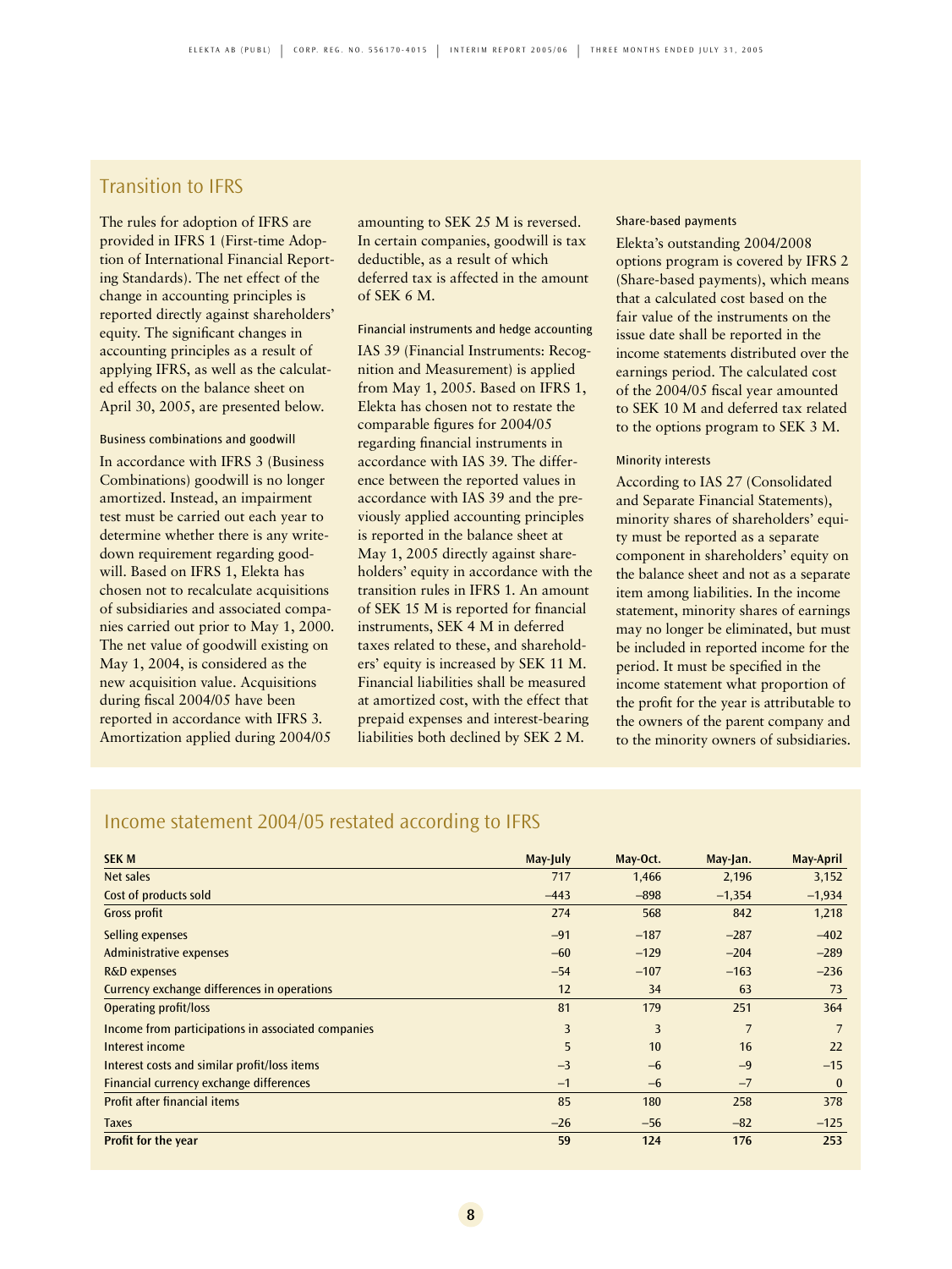## Transition to IFRS

The rules for adoption of IFRS are provided in IFRS 1 (First-time Adoption of International Financial Reporting Standards). The net effect of the change in accounting principles is reported directly against shareholders' equity. The significant changes in accounting principles as a result of applying IFRS, as well as the calculated effects on the balance sheet on April 30, 2005, are presented below.

### Business combinations and goodwill

In accordance with IFRS 3 (Business Combinations) goodwill is no longer amortized. Instead, an impairment test must be carried out each year to determine whether there is any write-down requirement regarding goodwill. Based on IFRS 1, Elekta has chosen not to recalculate acquisitions of subsidiaries and associated companies carried out prior to May 1, 2000. The net value of goodwill existing on May 1, 2004, is considered as the new acquisition value. Acquisitions during fiscal 2004/05 have been reported in accordance with IFRS 3. Amortization applied during 2004/05 amounting to SEK 25 M is reversed. In certain companies, goodwill is tax deductible, as a result of which deferred tax is affected in the amount of SEK 6 M.

### Financial instruments and hedge accounting

IAS 39 (Financial Instruments: Recognition and Measurement) is applied from May 1, 2005. Based on IFRS 1, Elekta has chosen not to restate the comparable figures for 2004/05 regarding financial instruments in accordance with IAS 39. The difference between the reported values in accordance with IAS 39 and the previously applied accounting principles is reported in the balance sheet at May 1, 2005 directly against shareholders' equity in accordance with the transition rules in IFRS 1. An amount of SEK 15 M is reported for financial instruments, SEK 4 M in deferred taxes related to these, and shareholders' equity is increased by SEK 11 M. Financial liabilities shall be measured at amortized cost, with the effect that prepaid expenses and interest-bearing liabilities both declined by SEK 2 M.

### Share-based payments

Elekta's outstanding 2004/2008 options program is covered by IFRS 2 (Share-based payments), which means that a calculated cost based on the fair value of the instruments on the issue date shall be reported in the income statements distributed over the earnings period. The calculated cost of the 2004/05 fiscal year amounted to SEK 10 M and deferred tax related to the options program to SEK 3 M.

### Minority interests

According to IAS 27 (Consolidated and Separate Financial Statements), minority shares of shareholders' equity must be reported as a separate component in shareholders' equity on the balance sheet and not as a separate item among liabilities. In the income statement, minority shares of earnings may no longer be eliminated, but must be included in reported income for the period. It must be specified in the income statement what proportion of the profit for the year is attributable to the owners of the parent company and to the minority owners of subsidiaries.

## Income statement 2004/05 restated according to IFRS

| SEK M | May-July | May-Oct. | May-Jan. | May-April |
|---|---|---|---|---|
| Net sales | 717 | 1,466 | 2,196 | 3,152 |
| Cost of products sold | –443 | –898 | –1,354 | –1,934 |
| Gross profit | 274 | 568 | 842 | 1,218 |
| Selling expenses | –91 | –187 | –287 | –402 |
| Administrative expenses | –60 | –129 | –204 | –289 |
| R&D expenses | –54 | –107 | –163 | –236 |
| Currency exchange differences in operations | 12 | 34 | 63 | 73 |
| Operating profit/loss | 81 | 179 | 251 | 364 |
| Income from participations in associated companies | 3 | 3 | 7 | 7 |
| Interest income | 5 | 10 | 16 | 22 |
| Interest costs and similar profit/loss items | –3 | –6 | –9 | –15 |
| Financial currency exchange differences | –1 | –6 | –7 | 0 |
| Profit after financial items | 85 | 180 | 258 | 378 |
| Taxes | –26 | –56 | –82 | –125 |
| **Profit for the year** | **59** | **124** | **176** | **253** |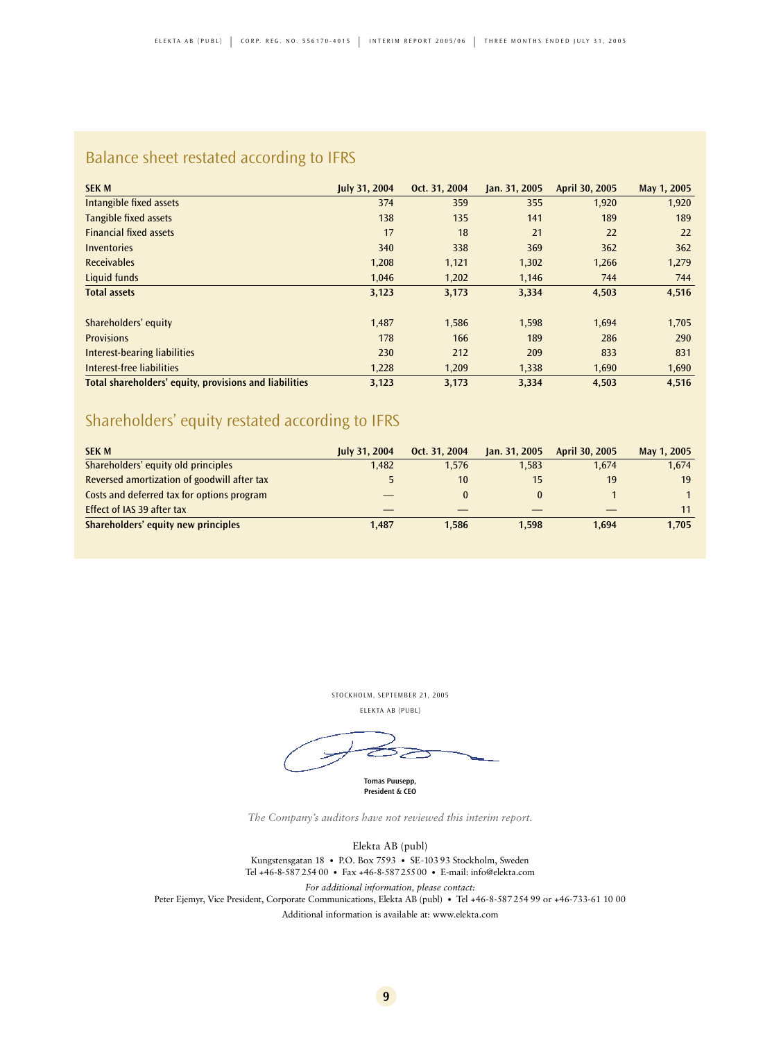## Balance sheet restated according to IFRS

| SEK M | July 31, 2004 | Oct. 31, 2004 | Jan. 31, 2005 | April 30, 2005 | May 1, 2005 |
|---|---|---|---|---|---|
| Intangible fixed assets | 374 | 359 | 355 | 1,920 | 1,920 |
| Tangible fixed assets | 138 | 135 | 141 | 189 | 189 |
| Financial fixed assets | 17 | 18 | 21 | 22 | 22 |
| Inventories | 340 | 338 | 369 | 362 | 362 |
| Receivables | 1,208 | 1,121 | 1,302 | 1,266 | 1,279 |
| Liquid funds | 1,046 | 1,202 | 1,146 | 744 | 744 |
| **Total assets** | **3,123** | **3,173** | **3,334** | **4,503** | **4,516** |
| | | | | | |
| Shareholders' equity | 1,487 | 1,586 | 1,598 | 1,694 | 1,705 |
| Provisions | 178 | 166 | 189 | 286 | 290 |
| Interest-bearing liabilities | 230 | 212 | 209 | 833 | 831 |
| Interest-free liabilities | 1,228 | 1,209 | 1,338 | 1,690 | 1,690 |
| **Total shareholders' equity, provisions and liabilities** | **3,123** | **3,173** | **3,334** | **4,503** | **4,516** |

## Shareholders' equity restated according to IFRS

| SEK M | July 31, 2004 | Oct. 31, 2004 | Jan. 31, 2005 | April 30, 2005 | May 1, 2005 |
|---|---|---|---|---|---|
| Shareholders' equity old principles | 1,482 | 1,576 | 1,583 | 1,674 | 1,674 |
| Reversed amortization of goodwill after tax | 5 | 10 | 15 | 19 | 19 |
| Costs and deferred tax for options program | — | 0 | 0 | 1 | 1 |
| Effect of IAS 39 after tax | — | — | — | — | 11 |
| **Shareholders' equity new principles** | **1,487** | **1,586** | **1,598** | **1,694** | **1,705** |

STOCKHOLM, SEPTEMBER 21, 2005

ELEKTA AB (PUBL)

**Tomas Puusepp,**
**President & CEO**

*The Company's auditors have not reviewed this interim report.*

Elekta AB (publ)

Kungstensgatan 18 • P.O. Box 7593 • SE-103 93 Stockholm, Sweden
Tel +46-8-587 254 00 • Fax +46-8-587 255 00 • E-mail: info@elekta.com

*For additional information, please contact:*
Peter Ejemyr, Vice President, Corporate Communications, Elekta AB (publ) • Tel +46-8-587 254 99 or +46-733-61 10 00

Additional information is available at: www.elekta.com